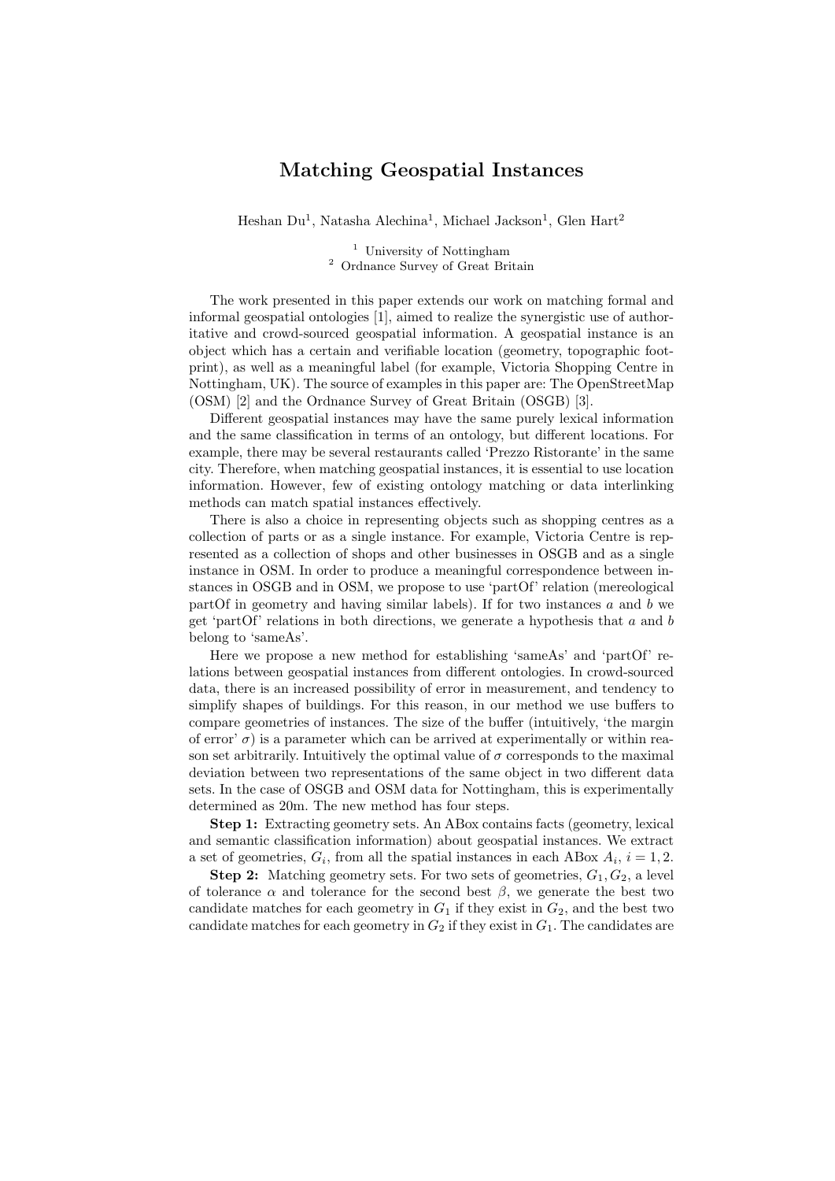# Matching Geospatial Instances

Heshan Du[1], Natasha Alechina[1], Michael Jackson[1], Glen Hart[2]

[1] University of Nottingham
[2] Ordnance Survey of Great Britain

The work presented in this paper extends our work on matching formal and informal geospatial ontologies [1], aimed to realize the synergistic use of authoritative and crowd-sourced geospatial information. A geospatial instance is an object which has a certain and verifiable location (geometry, topographic footprint), as well as a meaningful label (for example, Victoria Shopping Centre in Nottingham, UK). The source of examples in this paper are: The OpenStreetMap (OSM) [2] and the Ordnance Survey of Great Britain (OSGB) [3].

Different geospatial instances may have the same purely lexical information and the same classification in terms of an ontology, but different locations. For example, there may be several restaurants called 'Prezzo Ristorante' in the same city. Therefore, when matching geospatial instances, it is essential to use location information. However, few of existing ontology matching or data interlinking methods can match spatial instances effectively.

There is also a choice in representing objects such as shopping centres as a collection of parts or as a single instance. For example, Victoria Centre is represented as a collection of shops and other businesses in OSGB and as a single instance in OSM. In order to produce a meaningful correspondence between instances in OSGB and in OSM, we propose to use 'partOf' relation (mereological partOf in geometry and having similar labels). If for two instances $a$ and $b$ we get 'partOf' relations in both directions, we generate a hypothesis that $a$ and $b$ belong to 'sameAs'.

Here we propose a new method for establishing 'sameAs' and 'partOf' relations between geospatial instances from different ontologies. In crowd-sourced data, there is an increased possibility of error in measurement, and tendency to simplify shapes of buildings. For this reason, in our method we use buffers to compare geometries of instances. The size of the buffer (intuitively, 'the margin of error' $\sigma$) is a parameter which can be arrived at experimentally or within reason set arbitrarily. Intuitively the optimal value of $\sigma$ corresponds to the maximal deviation between two representations of the same object in two different data sets. In the case of OSGB and OSM data for Nottingham, this is experimentally determined as 20m. The new method has four steps.

**Step 1:** Extracting geometry sets. An ABox contains facts (geometry, lexical and semantic classification information) about geospatial instances. We extract a set of geometries, $G_i$, from all the spatial instances in each ABox $A_i$, $i = 1, 2$.

**Step 2:** Matching geometry sets. For two sets of geometries, $G_1, G_2$, a level of tolerance $\alpha$ and tolerance for the second best $\beta$, we generate the best two candidate matches for each geometry in $G_1$ if they exist in $G_2$, and the best two candidate matches for each geometry in $G_2$ if they exist in $G_1$. The candidates are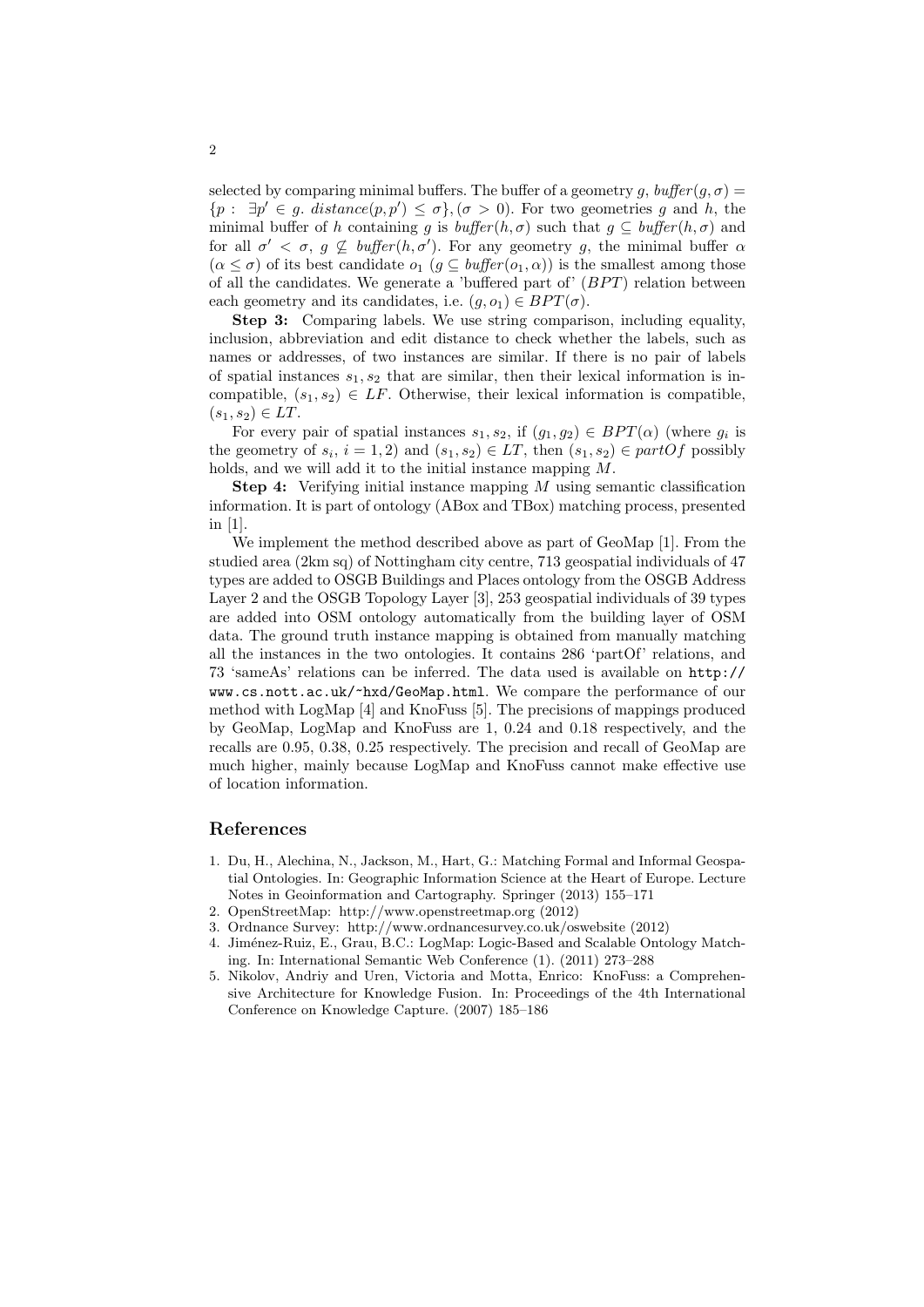selected by comparing minimal buffers. The buffer of a geometry $g$, $buffer(g, \sigma) = \{p : \exists p' \in g.\ distance(p, p') \leq \sigma\}, (\sigma > 0)$. For two geometries $g$ and $h$, the minimal buffer of $h$ containing $g$ is $buffer(h, \sigma)$ such that $g \subseteq buffer(h, \sigma)$ and for all $\sigma' < \sigma$, $g \not\subseteq buffer(h, \sigma')$. For any geometry $g$, the minimal buffer $\alpha$ ($\alpha \leq \sigma$) of its best candidate $o_1$ ($g \subseteq buffer(o_1, \alpha)$) is the smallest among those of all the candidates. We generate a 'buffered part of' ($BPT$) relation between each geometry and its candidates, i.e. $(g, o_1) \in BPT(\sigma)$.

**Step 3:** Comparing labels. We use string comparison, including equality, inclusion, abbreviation and edit distance to check whether the labels, such as names or addresses, of two instances are similar. If there is no pair of labels of spatial instances $s_1, s_2$ that are similar, then their lexical information is incompatible, $(s_1, s_2) \in LF$. Otherwise, their lexical information is compatible, $(s_1, s_2) \in LT$.

For every pair of spatial instances $s_1, s_2$, if $(g_1, g_2) \in BPT(\alpha)$ (where $g_i$ is the geometry of $s_i$, $i = 1, 2$) and $(s_1, s_2) \in LT$, then $(s_1, s_2) \in partOf$ possibly holds, and we will add it to the initial instance mapping $M$.

**Step 4:** Verifying initial instance mapping $M$ using semantic classification information. It is part of ontology (ABox and TBox) matching process, presented in [1].

We implement the method described above as part of GeoMap [1]. From the studied area (2km sq) of Nottingham city centre, 713 geospatial individuals of 47 types are added to OSGB Buildings and Places ontology from the OSGB Address Layer 2 and the OSGB Topology Layer [3], 253 geospatial individuals of 39 types are added into OSM ontology automatically from the building layer of OSM data. The ground truth instance mapping is obtained from manually matching all the instances in the two ontologies. It contains 286 'partOf' relations, and 73 'sameAs' relations can be inferred. The data used is available on `http://www.cs.nott.ac.uk/~hxd/GeoMap.html`. We compare the performance of our method with LogMap [4] and KnoFuss [5]. The precisions of mappings produced by GeoMap, LogMap and KnoFuss are 1, 0.24 and 0.18 respectively, and the recalls are 0.95, 0.38, 0.25 respectively. The precision and recall of GeoMap are much higher, mainly because LogMap and KnoFuss cannot make effective use of location information.

## References

1. Du, H., Alechina, N., Jackson, M., Hart, G.: Matching Formal and Informal Geospatial Ontologies. In: Geographic Information Science at the Heart of Europe. Lecture Notes in Geoinformation and Cartography. Springer (2013) 155–171
2. OpenStreetMap: http://www.openstreetmap.org (2012)
3. Ordnance Survey: http://www.ordnancesurvey.co.uk/oswebsite (2012)
4. Jiménez-Ruiz, E., Grau, B.C.: LogMap: Logic-Based and Scalable Ontology Matching. In: International Semantic Web Conference (1). (2011) 273–288
5. Nikolov, Andriy and Uren, Victoria and Motta, Enrico: KnoFuss: a Comprehensive Architecture for Knowledge Fusion. In: Proceedings of the 4th International Conference on Knowledge Capture. (2007) 185–186